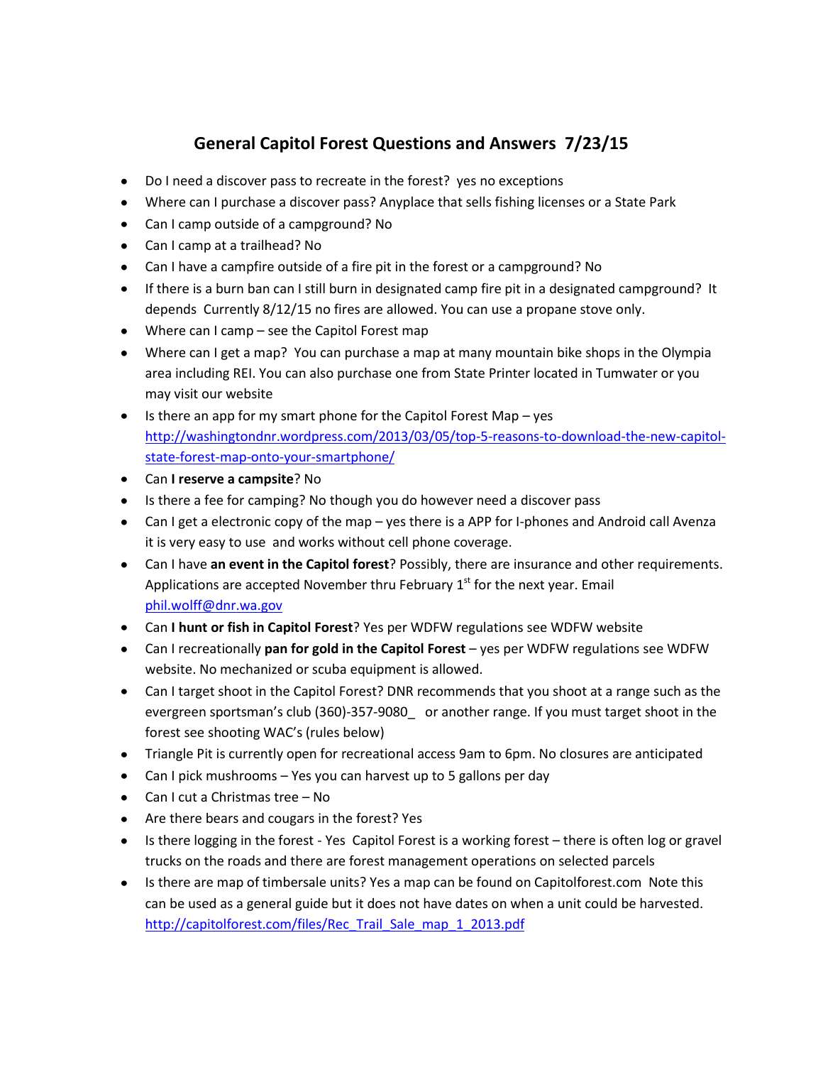# General Capitol Forest Questions and Answers 7/23/15

- Do I need a discover pass to recreate in the forest? yes no exceptions
- Where can I purchase a discover pass? Anyplace that sells fishing licenses or a State Park
- Can I camp outside of a campground? No
- Can I camp at a trailhead? No
- Can I have a campfire outside of a fire pit in the forest or a campground? No
- If there is a burn ban can I still burn in designated camp fire pit in a designated campground? It depends Currently 8/12/15 no fires are allowed. You can use a propane stove only.
- Where can I camp – see the Capitol Forest map
- Where can I get a map? You can purchase a map at many mountain bike shops in the Olympia area including REI. You can also purchase one from State Printer located in Tumwater or you may visit our website
- Is there an app for my smart phone for the Capitol Forest Map – yes [http://washingtondnr.wordpress.com/2013/03/05/top-5-reasons-to-download-the-new-capitol-state-forest-map-onto-your-smartphone/](http://washingtondnr.wordpress.com/2013/03/05/top-5-reasons-to-download-the-new-capitol-state-forest-map-onto-your-smartphone/)
- Can **I reserve a campsite**? No
- Is there a fee for camping? No though you do however need a discover pass
- Can I get a electronic copy of the map – yes there is a APP for I-phones and Android call Avenza it is very easy to use and works without cell phone coverage.
- Can I have **an event in the Capitol forest**? Possibly, there are insurance and other requirements. Applications are accepted November thru February 1st for the next year. Email [phil.wolff@dnr.wa.gov](mailto:phil.wolff@dnr.wa.gov)
- Can **I hunt or fish in Capitol Forest**? Yes per WDFW regulations see WDFW website
- Can I recreationally **pan for gold in the Capitol Forest** – yes per WDFW regulations see WDFW website. No mechanized or scuba equipment is allowed.
- Can I target shoot in the Capitol Forest? DNR recommends that you shoot at a range such as the evergreen sportsman's club (360)-357-9080_ or another range. If you must target shoot in the forest see shooting WAC's (rules below)
- Triangle Pit is currently open for recreational access 9am to 6pm. No closures are anticipated
- Can I pick mushrooms – Yes you can harvest up to 5 gallons per day
- Can I cut a Christmas tree – No
- Are there bears and cougars in the forest? Yes
- Is there logging in the forest - Yes Capitol Forest is a working forest – there is often log or gravel trucks on the roads and there are forest management operations on selected parcels
- Is there are map of timbersale units? Yes a map can be found on Capitolforest.com Note this can be used as a general guide but it does not have dates on when a unit could be harvested. [http://capitolforest.com/files/Rec_Trail_Sale_map_1_2013.pdf](http://capitolforest.com/files/Rec_Trail_Sale_map_1_2013.pdf)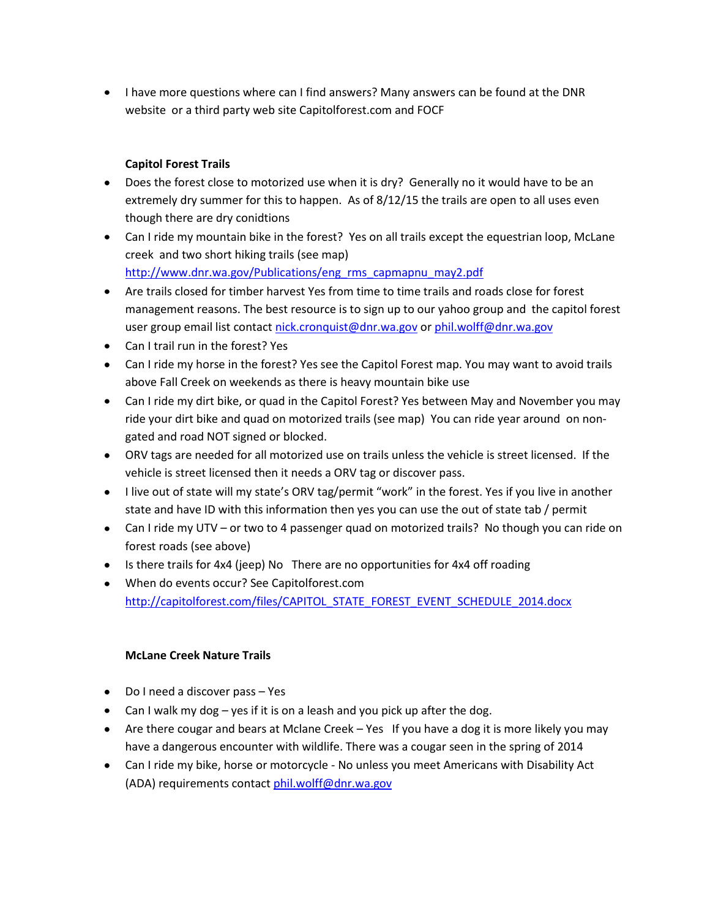- I have more questions where can I find answers? Many answers can be found at the DNR website  or a third party web site Capitolforest.com and FOCF

**Capitol Forest Trails**

- Does the forest close to motorized use when it is dry?  Generally no it would have to be an extremely dry summer for this to happen.  As of 8/12/15 the trails are open to all uses even though there are dry conidtions
- Can I ride my mountain bike in the forest?  Yes on all trails except the equestrian loop, McLane creek  and two short hiking trails (see map) [http://www.dnr.wa.gov/Publications/eng_rms_capmapnu_may2.pdf](http://www.dnr.wa.gov/Publications/eng_rms_capmapnu_may2.pdf)
- Are trails closed for timber harvest Yes from time to time trails and roads close for forest management reasons. The best resource is to sign up to our yahoo group and  the capitol forest user group email list contact [nick.cronquist@dnr.wa.gov](mailto:nick.cronquist@dnr.wa.gov) or [phil.wolff@dnr.wa.gov](mailto:phil.wolff@dnr.wa.gov)
- Can I trail run in the forest? Yes
- Can I ride my horse in the forest? Yes see the Capitol Forest map. You may want to avoid trails above Fall Creek on weekends as there is heavy mountain bike use
- Can I ride my dirt bike, or quad in the Capitol Forest? Yes between May and November you may ride your dirt bike and quad on motorized trails (see map)  You can ride year around  on non-gated and road NOT signed or blocked.
- ORV tags are needed for all motorized use on trails unless the vehicle is street licensed.  If the vehicle is street licensed then it needs a ORV tag or discover pass.
- I live out of state will my state's ORV tag/permit "work" in the forest. Yes if you live in another state and have ID with this information then yes you can use the out of state tab / permit
- Can I ride my UTV – or two to 4 passenger quad on motorized trails?  No though you can ride on forest roads (see above)
- Is there trails for 4x4 (jeep) No   There are no opportunities for 4x4 off roading
- When do events occur? See Capitolforest.com [http://capitolforest.com/files/CAPITOL_STATE_FOREST_EVENT_SCHEDULE_2014.docx](http://capitolforest.com/files/CAPITOL_STATE_FOREST_EVENT_SCHEDULE_2014.docx)

**McLane Creek Nature Trails**

- Do I need a discover pass – Yes
- Can I walk my dog – yes if it is on a leash and you pick up after the dog.
- Are there cougar and bears at Mclane Creek – Yes   If you have a dog it is more likely you may have a dangerous encounter with wildlife. There was a cougar seen in the spring of 2014
- Can I ride my bike, horse or motorcycle - No unless you meet Americans with Disability Act (ADA) requirements contact [phil.wolff@dnr.wa.gov](mailto:phil.wolff@dnr.wa.gov)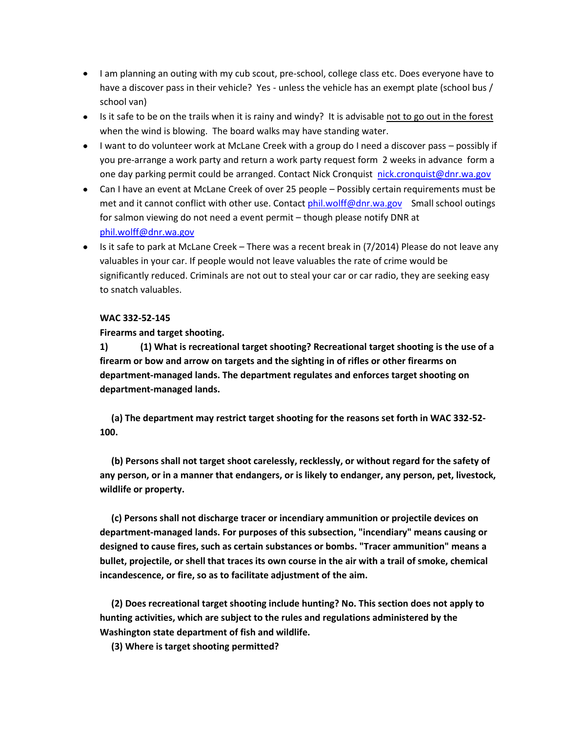- I am planning an outing with my cub scout, pre-school, college class etc. Does everyone have to have a discover pass in their vehicle? Yes - unless the vehicle has an exempt plate (school bus / school van)
- Is it safe to be on the trails when it is rainy and windy? It is advisable <u>not to go out in the forest</u> when the wind is blowing. The board walks may have standing water.
- I want to do volunteer work at McLane Creek with a group do I need a discover pass – possibly if you pre-arrange a work party and return a work party request form 2 weeks in advance form a one day parking permit could be arranged. Contact Nick Cronquist [nick.cronquist@dnr.wa.gov](mailto:nick.cronquist@dnr.wa.gov)
- Can I have an event at McLane Creek of over 25 people – Possibly certain requirements must be met and it cannot conflict with other use. Contact [phil.wolff@dnr.wa.gov](mailto:phil.wolff@dnr.wa.gov) Small school outings for salmon viewing do not need a event permit – though please notify DNR at [phil.wolff@dnr.wa.gov](mailto:phil.wolff@dnr.wa.gov)
- Is it safe to park at McLane Creek – There was a recent break in (7/2014) Please do not leave any valuables in your car. If people would not leave valuables the rate of crime would be significantly reduced. Criminals are not out to steal your car or car radio, they are seeking easy to snatch valuables.

**WAC 332-52-145**

**Firearms and target shooting.**

**1) (1) What is recreational target shooting? Recreational target shooting is the use of a firearm or bow and arrow on targets and the sighting in of rifles or other firearms on department-managed lands. The department regulates and enforces target shooting on department-managed lands.**

**(a) The department may restrict target shooting for the reasons set forth in WAC 332-52-100.**

**(b) Persons shall not target shoot carelessly, recklessly, or without regard for the safety of any person, or in a manner that endangers, or is likely to endanger, any person, pet, livestock, wildlife or property.**

**(c) Persons shall not discharge tracer or incendiary ammunition or projectile devices on department-managed lands. For purposes of this subsection, "incendiary" means causing or designed to cause fires, such as certain substances or bombs. "Tracer ammunition" means a bullet, projectile, or shell that traces its own course in the air with a trail of smoke, chemical incandescence, or fire, so as to facilitate adjustment of the aim.**

**(2) Does recreational target shooting include hunting? No. This section does not apply to hunting activities, which are subject to the rules and regulations administered by the Washington state department of fish and wildlife.**

**(3) Where is target shooting permitted?**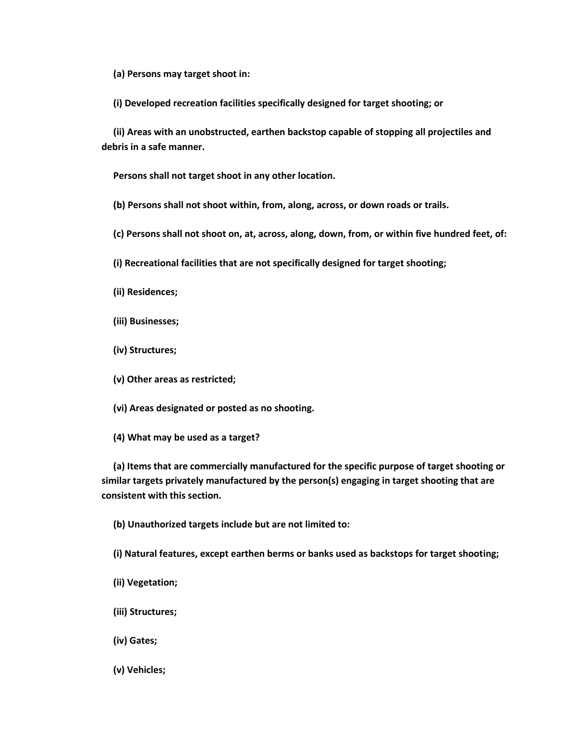**(a) Persons may target shoot in:**

**(i) Developed recreation facilities specifically designed for target shooting; or**

**(ii) Areas with an unobstructed, earthen backstop capable of stopping all projectiles and debris in a safe manner.**

**Persons shall not target shoot in any other location.**

**(b) Persons shall not shoot within, from, along, across, or down roads or trails.**

**(c) Persons shall not shoot on, at, across, along, down, from, or within five hundred feet, of:**

**(i) Recreational facilities that are not specifically designed for target shooting;**

**(ii) Residences;**

**(iii) Businesses;**

**(iv) Structures;**

**(v) Other areas as restricted;**

**(vi) Areas designated or posted as no shooting.**

**(4) What may be used as a target?**

**(a) Items that are commercially manufactured for the specific purpose of target shooting or similar targets privately manufactured by the person(s) engaging in target shooting that are consistent with this section.**

**(b) Unauthorized targets include but are not limited to:**

**(i) Natural features, except earthen berms or banks used as backstops for target shooting;**

**(ii) Vegetation;**

**(iii) Structures;**

**(iv) Gates;**

**(v) Vehicles;**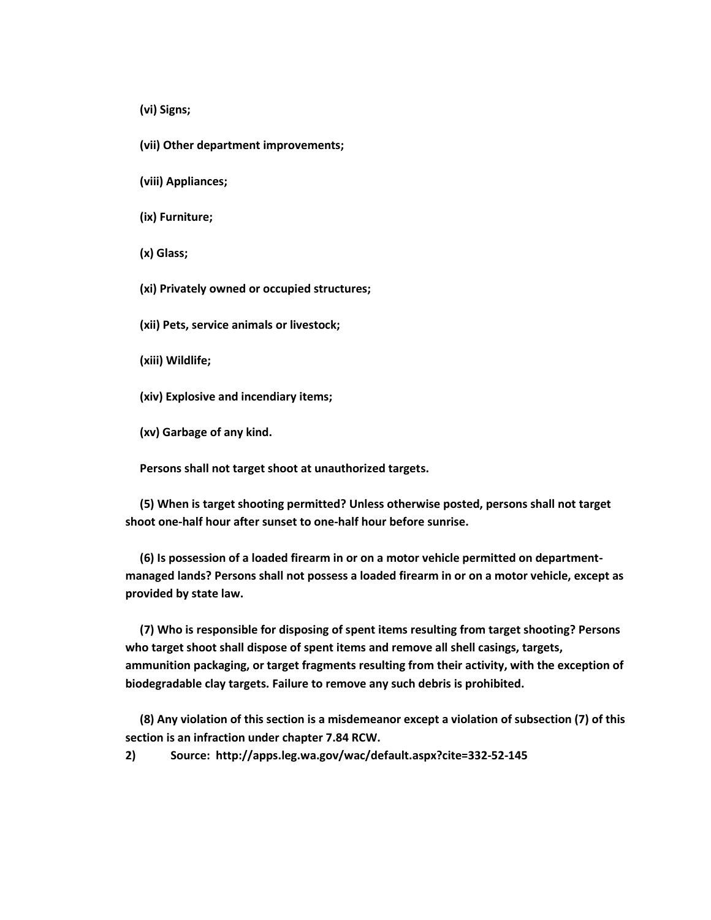**(vi) Signs;**

**(vii) Other department improvements;**

**(viii) Appliances;**

**(ix) Furniture;**

**(x) Glass;**

**(xi) Privately owned or occupied structures;**

**(xii) Pets, service animals or livestock;**

**(xiii) Wildlife;**

**(xiv) Explosive and incendiary items;**

**(xv) Garbage of any kind.**

**Persons shall not target shoot at unauthorized targets.**

**(5) When is target shooting permitted? Unless otherwise posted, persons shall not target shoot one-half hour after sunset to one-half hour before sunrise.**

**(6) Is possession of a loaded firearm in or on a motor vehicle permitted on department-managed lands? Persons shall not possess a loaded firearm in or on a motor vehicle, except as provided by state law.**

**(7) Who is responsible for disposing of spent items resulting from target shooting? Persons who target shoot shall dispose of spent items and remove all shell casings, targets, ammunition packaging, or target fragments resulting from their activity, with the exception of biodegradable clay targets. Failure to remove any such debris is prohibited.**

**(8) Any violation of this section is a misdemeanor except a violation of subsection (7) of this section is an infraction under chapter 7.84 RCW.**

**2) Source: http://apps.leg.wa.gov/wac/default.aspx?cite=332-52-145**